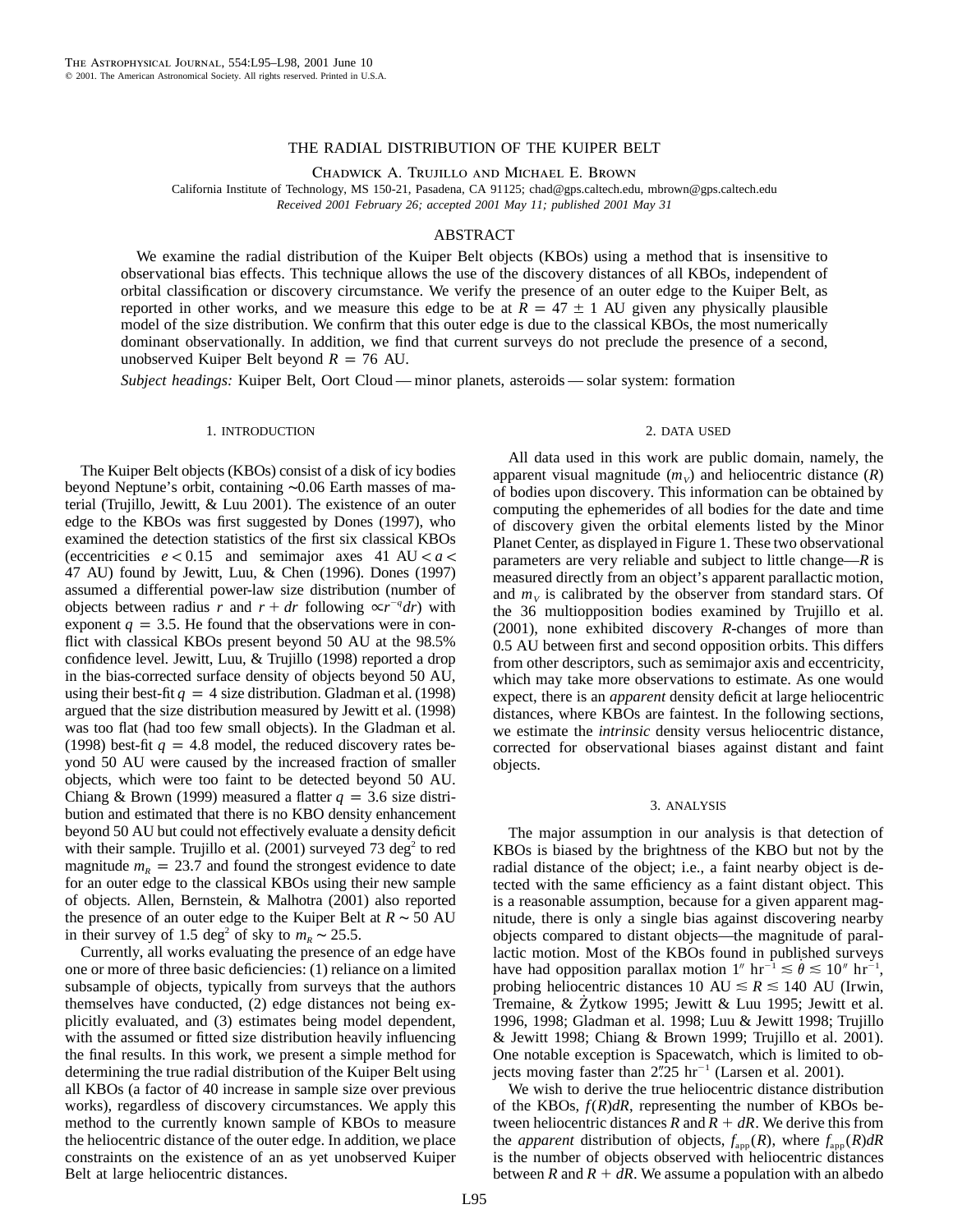# THE RADIAL DISTRIBUTION OF THE KUIPER BELT

Chadwick A. Trujillo and Michael E. Brown

California Institute of Technology, MS 150-21, Pasadena, CA 91125; chad@gps.caltech.edu, mbrown@gps.caltech.edu

*Received 2001 February 26; accepted 2001 May 11; published 2001 May 31*

## ABSTRACT

We examine the radial distribution of the Kuiper Belt objects (KBOs) using a method that is insensitive to observational bias effects. This technique allows the use of the discovery distances of all KBOs, independent of orbital classification or discovery circumstance. We verify the presence of an outer edge to the Kuiper Belt, as reported in other works, and we measure this edge to be at $R = 47 \pm 1$ AU given any physically plausible model of the size distribution. We confirm that this outer edge is due to the classical KBOs, the most numerically dominant observationally. In addition, we find that current surveys do not preclude the presence of a second, unobserved Kuiper Belt beyond $R = 76$ AU.

*Subject headings:* Kuiper Belt, Oort Cloud — minor planets, asteroids — solar system: formation

## 1. INTRODUCTION

The Kuiper Belt objects (KBOs) consist of a disk of icy bodies beyond Neptune's orbit, containing ∼0.06 Earth masses of material (Trujillo, Jewitt, & Luu 2001). The existence of an outer edge to the KBOs was first suggested by Dones (1997), who examined the detection statistics of the first six classical KBOs (eccentricities $e < 0.15$ and semimajor axes 41 AU $< a <$ 47 AU) found by Jewitt, Luu, & Chen (1996). Dones (1997) assumed a differential power-law size distribution (number of objects between radius $r$ and $r + dr$ following $\propto r^{-q} dr$) with exponent $q = 3.5$. He found that the observations were in conflict with classical KBOs present beyond 50 AU at the 98.5% confidence level. Jewitt, Luu, & Trujillo (1998) reported a drop in the bias-corrected surface density of objects beyond 50 AU, using their best-fit $q = 4$ size distribution. Gladman et al. (1998) argued that the size distribution measured by Jewitt et al. (1998) was too flat (had too few small objects). In the Gladman et al. (1998) best-fit $q = 4.8$ model, the reduced discovery rates beyond 50 AU were caused by the increased fraction of smaller objects, which were too faint to be detected beyond 50 AU. Chiang & Brown (1999) measured a flatter $q = 3.6$ size distribution and estimated that there is no KBO density enhancement beyond 50 AU but could not effectively evaluate a density deficit with their sample. Trujillo et al. (2001) surveyed 73 deg$^2$ to red magnitude $m_R = 23.7$ and found the strongest evidence to date for an outer edge to the classical KBOs using their new sample of objects. Allen, Bernstein, & Malhotra (2001) also reported the presence of an outer edge to the Kuiper Belt at $R \sim 50$ AU in their survey of 1.5 deg$^2$ of sky to $m_R \sim 25.5$.

Currently, all works evaluating the presence of an edge have one or more of three basic deficiencies: (1) reliance on a limited subsample of objects, typically from surveys that the authors themselves have conducted, (2) edge distances not being explicitly evaluated, and (3) estimates being model dependent, with the assumed or fitted size distribution heavily influencing the final results. In this work, we present a simple method for determining the true radial distribution of the Kuiper Belt using all KBOs (a factor of 40 increase in sample size over previous works), regardless of discovery circumstances. We apply this method to the currently known sample of KBOs to measure the heliocentric distance of the outer edge. In addition, we place constraints on the existence of an as yet unobserved Kuiper Belt at large heliocentric distances.

## 2. DATA USED

All data used in this work are public domain, namely, the apparent visual magnitude ($m_V$) and heliocentric distance ($R$) of bodies upon discovery. This information can be obtained by computing the ephemerides of all bodies for the date and time of discovery given the orbital elements listed by the Minor Planet Center, as displayed in Figure 1. These two observational parameters are very reliable and subject to little change—$R$ is measured directly from an object's apparent parallactic motion, and $m_V$ is calibrated by the observer from standard stars. Of the 36 multiopposition bodies examined by Trujillo et al. (2001), none exhibited discovery $R$-changes of more than 0.5 AU between first and second opposition orbits. This differs from other descriptors, such as semimajor axis and eccentricity, which may take more observations to estimate. As one would expect, there is an *apparent* density deficit at large heliocentric distances, where KBOs are faintest. In the following sections, we estimate the *intrinsic* density versus heliocentric distance, corrected for observational biases against distant and faint objects.

## 3. ANALYSIS

The major assumption in our analysis is that detection of KBOs is biased by the brightness of the KBO but not by the radial distance of the object; i.e., a faint nearby object is detected with the same efficiency as a faint distant object. This is a reasonable assumption, because for a given apparent magnitude, there is only a single bias against discovering nearby objects compared to distant objects—the magnitude of parallactic motion. Most of the KBOs found in published surveys have had opposition parallax motion $1'' \text{ hr}^{-1} \lesssim \dot{\theta} \lesssim 10'' \text{ hr}^{-1}$, probing heliocentric distances 10 AU $\lesssim R \lesssim$ 140 AU (Irwin, Tremaine, & Żytkow 1995; Jewitt & Luu 1995; Jewitt et al. 1996, 1998; Gladman et al. 1998; Luu & Jewitt 1998; Trujillo & Jewitt 1998; Chiang & Brown 1999; Trujillo et al. 2001). One notable exception is Spacewatch, which is limited to objects moving faster than $2''.25 \text{ hr}^{-1}$ (Larsen et al. 2001).

We wish to derive the true heliocentric distance distribution of the KBOs, $f(R)dR$, representing the number of KBOs between heliocentric distances $R$ and $R + dR$. We derive this from the *apparent* distribution of objects, $f_{\text{app}}(R)$, where $f_{\text{app}}(R)dR$ is the number of objects observed with heliocentric distances between $R$ and $R + dR$. We assume a population with an albedo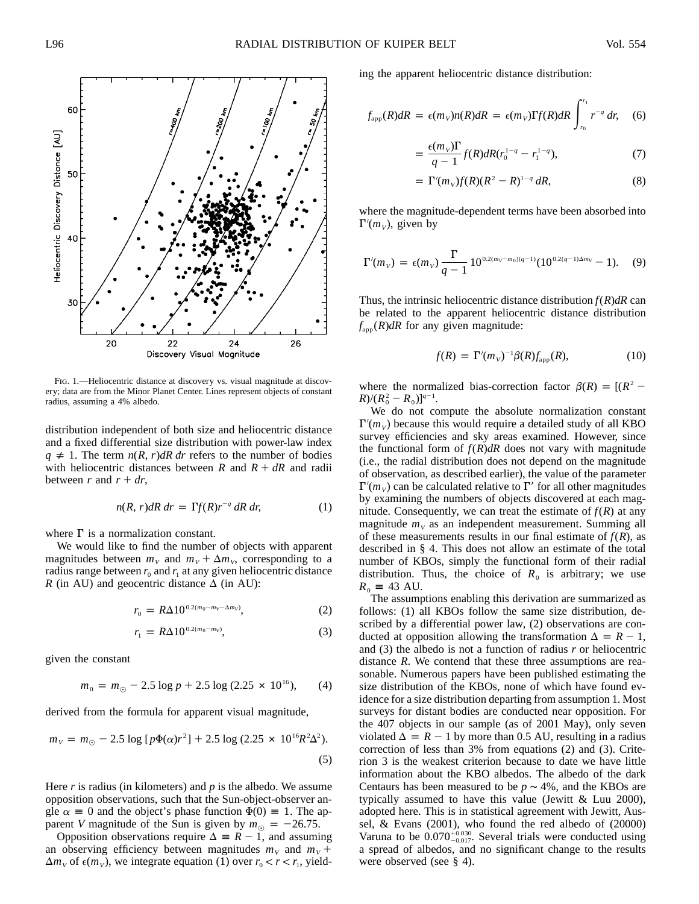FIG. 1.—Heliocentric distance at discovery vs. visual magnitude at discovery; data are from the Minor Planet Center. Lines represent objects of constant radius, assuming a 4% albedo.

distribution independent of both size and heliocentric distance and a fixed differential size distribution with power-law index $q \neq 1$. The term $n(R, r)dR\,dr$ refers to the number of bodies with heliocentric distances between $R$ and $R + dR$ and radii between $r$ and $r + dr$,

$$n(R, r)dR\,dr = \Gamma f(R) r^{-q}\,dR\,dr, \tag{1}$$

where $\Gamma$ is a normalization constant.

We would like to find the number of objects with apparent magnitudes between $m_V$ and $m_V + \Delta m_V$, corresponding to a radius range between $r_0$ and $r_1$ at any given heliocentric distance $R$ (in AU) and geocentric distance $\Delta$ (in AU):

$$r_0 = R\Delta 10^{0.2(m_0 - m_V - \Delta m_V)}, \tag{2}$$

$$r_1 = R\Delta 10^{0.2(m_0 - m_V)}, \tag{3}$$

given the constant

$$m_0 = m_\odot - 2.5 \log p + 2.5 \log (2.25 \times 10^{16}), \tag{4}$$

derived from the formula for apparent visual magnitude,

$$m_V = m_\odot - 2.5 \log [p\Phi(\alpha) r^2] + 2.5 \log (2.25 \times 10^{16} R^2 \Delta^2). \tag{5}$$

Here $r$ is radius (in kilometers) and $p$ is the albedo. We assume opposition observations, such that the Sun-object-observer angle $\alpha \equiv 0$ and the object's phase function $\Phi(0) \equiv 1$. The apparent $V$ magnitude of the Sun is given by $m_\odot = -26.75$.

Opposition observations require $\Delta \equiv R - 1$, and assuming an observing efficiency between magnitudes $m_V$ and $m_V + \Delta m_V$ of $\epsilon(m_V)$, we integrate equation (1) over $r_0 < r < r_1$, yielding the apparent heliocentric distance distribution:

$$f_{\rm app}(R)dR = \epsilon(m_V) n(R)dR = \epsilon(m_V)\Gamma f(R)dR \int_{r_0}^{r_1} r^{-q}\,dr, \tag{6}$$

$$= \frac{\epsilon(m_V)\Gamma}{q-1} f(R)dR(r_0^{1-q} - r_1^{1-q}), \tag{7}$$

$$= \Gamma'(m_V) f(R)(R^2 - R)^{1-q}\,dR, \tag{8}$$

where the magnitude-dependent terms have been absorbed into $\Gamma'(m_V)$, given by

$$\Gamma'(m_V) = \epsilon(m_V)\frac{\Gamma}{q-1} 10^{0.2(m_V - m_0)(q-1)}(10^{0.2(q-1)\Delta m_V} - 1). \tag{9}$$

Thus, the intrinsic heliocentric distance distribution $f(R)dR$ can be related to the apparent heliocentric distance distribution $f_{\rm app}(R)dR$ for any given magnitude:

$$f(R) = \Gamma'(m_V)^{-1}\beta(R) f_{\rm app}(R), \tag{10}$$

where the normalized bias-correction factor $\beta(R) = [(R^2 - R)/(R_0^2 - R_0)]^{q-1}$.

We do not compute the absolute normalization constant $\Gamma'(m_V)$ because this would require a detailed study of all KBO survey efficiencies and sky areas examined. However, since the functional form of $f(R)dR$ does not vary with magnitude (i.e., the radial distribution does not depend on the magnitude of observation, as described earlier), the value of the parameter $\Gamma'(m_V)$ can be calculated relative to $\Gamma'$ for all other magnitudes by examining the numbers of objects discovered at each magnitude. Consequently, we can treat the estimate of $f(R)$ at any magnitude $m_V$ as an independent measurement. Summing all of these measurements results in our final estimate of $f(R)$, as described in § 4. This does not allow an estimate of the total number of KBOs, simply the functional form of their radial distribution. Thus, the choice of $R_0$ is arbitrary; we use $R_0 \equiv 43$ AU.

The assumptions enabling this derivation are summarized as follows: (1) all KBOs follow the same size distribution, described by a differential power law, (2) observations are conducted at opposition allowing the transformation $\Delta = R - 1$, and (3) the albedo is not a function of radius $r$ or heliocentric distance $R$. We contend that these three assumptions are reasonable. Numerous papers have been published estimating the size distribution of the KBOs, none of which have found evidence for a size distribution departing from assumption 1. Most surveys for distant bodies are conducted near opposition. For the 407 objects in our sample (as of 2001 May), only seven violated $\Delta = R - 1$ by more than 0.5 AU, resulting in a radius correction of less than 3% from equations (2) and (3). Criterion 3 is the weakest criterion because to date we have little information about the KBO albedos. The albedo of the dark Centaurs has been measured to be $p \sim 4\%$, and the KBOs are typically assumed to have this value (Jewitt & Luu 2000), adopted here. This is in statistical agreement with Jewitt, Aussel, & Evans (2001), who found the red albedo of (20000) Varuna to be $0.070^{+0.030}_{-0.017}$. Several trials were conducted using a spread of albedos, and no significant change to the results were observed (see § 4).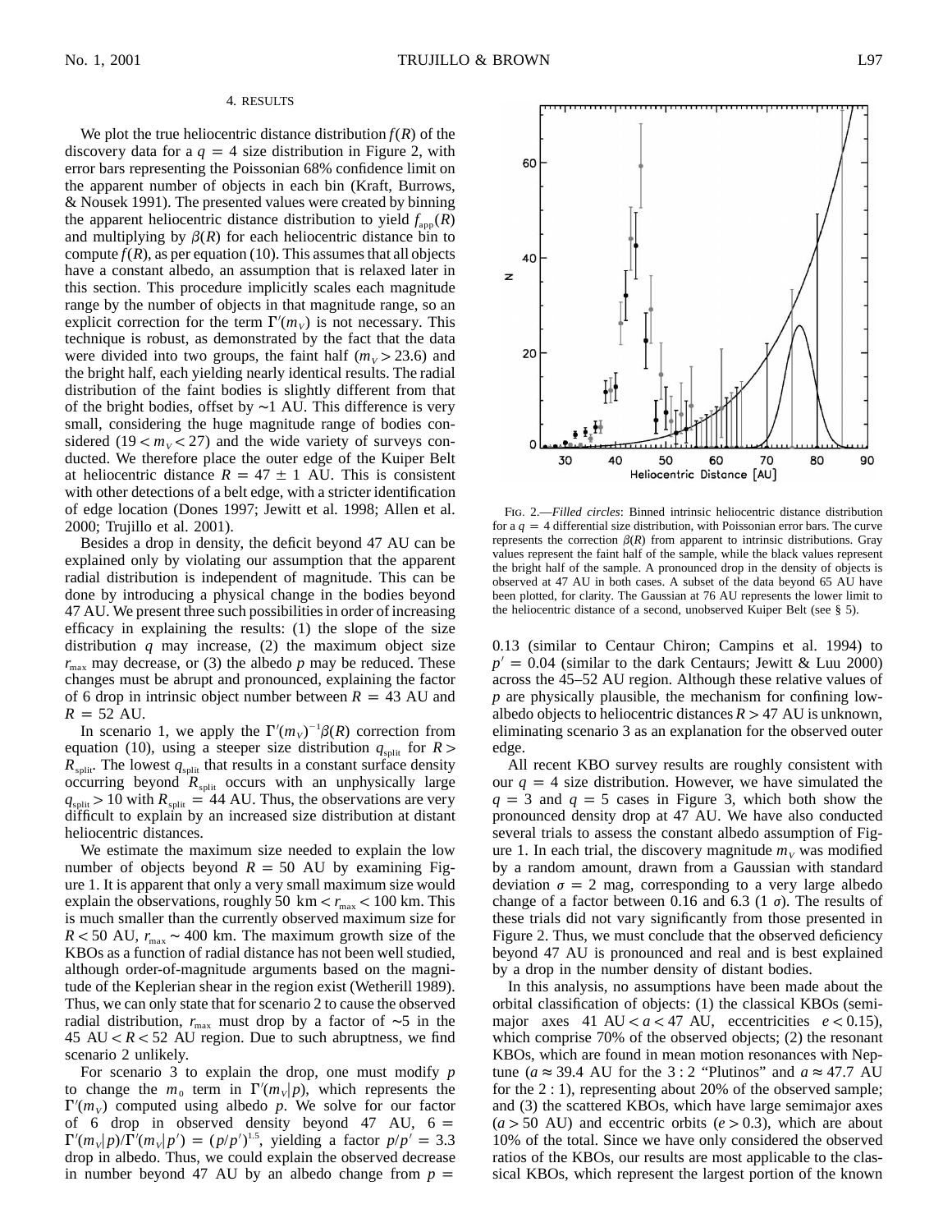## 4. RESULTS

We plot the true heliocentric distance distribution $f(R)$ of the discovery data for a $q = 4$ size distribution in Figure 2, with error bars representing the Poissonian 68% confidence limit on the apparent number of objects in each bin (Kraft, Burrows, & Nousek 1991). The presented values were created by binning the apparent heliocentric distance distribution to yield $f_{\rm app}(R)$ and multiplying by $\beta(R)$ for each heliocentric distance bin to compute $f(R)$, as per equation (10). This assumes that all objects have a constant albedo, an assumption that is relaxed later in this section. This procedure implicitly scales each magnitude range by the number of objects in that magnitude range, so an explicit correction for the term $\Gamma'(m_V)$ is not necessary. This technique is robust, as demonstrated by the fact that the data were divided into two groups, the faint half ($m_V > 23.6$) and the bright half, each yielding nearly identical results. The radial distribution of the faint bodies is slightly different from that of the bright bodies, offset by $\sim$1 AU. This difference is very small, considering the huge magnitude range of bodies considered ($19 < m_V < 27$) and the wide variety of surveys conducted. We therefore place the outer edge of the Kuiper Belt at heliocentric distance $R = 47 \pm 1$ AU. This is consistent with other detections of a belt edge, with a stricter identification of edge location (Dones 1997; Jewitt et al. 1998; Allen et al. 2000; Trujillo et al. 2001).

Besides a drop in density, the deficit beyond 47 AU can be explained only by violating our assumption that the apparent radial distribution is independent of magnitude. This can be done by introducing a physical change in the bodies beyond 47 AU. We present three such possibilities in order of increasing efficacy in explaining the results: (1) the slope of the size distribution $q$ may increase, (2) the maximum object size $r_{\rm max}$ may decrease, or (3) the albedo $p$ may be reduced. These changes must be abrupt and pronounced, explaining the factor of 6 drop in intrinsic object number between $R = 43$ AU and $R = 52$ AU.

In scenario 1, we apply the $\Gamma'(m_V)^{-1}\beta(R)$ correction from equation (10), using a steeper size distribution $q_{\rm split}$ for $R > R_{\rm split}$. The lowest $q_{\rm split}$ that results in a constant surface density occurring beyond $R_{\rm split}$ occurs with an unphysically large $q_{\rm split} > 10$ with $R_{\rm split} = 44$ AU. Thus, the observations are very difficult to explain by an increased size distribution at distant heliocentric distances.

We estimate the maximum size needed to explain the low number of objects beyond $R = 50$ AU by examining Figure 1. It is apparent that only a very small maximum size would explain the observations, roughly 50 km $< r_{\rm max} <$ 100 km. This is much smaller than the currently observed maximum size for $R < 50$ AU, $r_{\rm max} \sim 400$ km. The maximum growth size of the KBOs as a function of radial distance has not been well studied, although order-of-magnitude arguments based on the magnitude of the Keplerian shear in the region exist (Wetherill 1989). Thus, we can only state that for scenario 2 to cause the observed radial distribution, $r_{\rm max}$ must drop by a factor of $\sim$5 in the 45 AU $< R <$ 52 AU region. Due to such abruptness, we find scenario 2 unlikely.

For scenario 3 to explain the drop, one must modify $p$ to change the $m_0$ term in $\Gamma'(m_V|p)$, which represents the $\Gamma'(m_V)$ computed using albedo $p$. We solve for our factor of 6 drop in observed density beyond 47 AU, $6 = \Gamma'(m_V|p)/\Gamma'(m_V|p') = (p/p')^{1.5}$, yielding a factor $p/p' = 3.3$ drop in albedo. Thus, we could explain the observed decrease in number beyond 47 AU by an albedo change from $p =$ 0.13 (similar to Centaur Chiron; Campins et al. 1994) to $p' = 0.04$ (similar to the dark Centaurs; Jewitt & Luu 2000) across the 45–52 AU region. Although these relative values of $p$ are physically plausible, the mechanism for confining low-albedo objects to heliocentric distances $R > 47$ AU is unknown, eliminating scenario 3 as an explanation for the observed outer edge.

Fig. 2.—*Filled circles*: Binned intrinsic heliocentric distance distribution for a $q = 4$ differential size distribution, with Poissonian error bars. The curve represents the correction $\beta(R)$ from apparent to intrinsic distributions. Gray values represent the faint half of the sample, while the black values represent the bright half of the sample. A pronounced drop in the density of objects is observed at 47 AU in both cases. A subset of the data beyond 65 AU have been plotted, for clarity. The Gaussian at 76 AU represents the lower limit to the heliocentric distance of a second, unobserved Kuiper Belt (see § 5).

All recent KBO survey results are roughly consistent with our $q = 4$ size distribution. However, we have simulated the $q = 3$ and $q = 5$ cases in Figure 3, which both show the pronounced density drop at 47 AU. We have also conducted several trials to assess the constant albedo assumption of Figure 1. In each trial, the discovery magnitude $m_V$ was modified by a random amount, drawn from a Gaussian with standard deviation $\sigma = 2$ mag, corresponding to a very large albedo change of a factor between 0.16 and 6.3 (1 $\sigma$). The results of these trials did not vary significantly from those presented in Figure 2. Thus, we must conclude that the observed deficiency beyond 47 AU is pronounced and real and is best explained by a drop in the number density of distant bodies.

In this analysis, no assumptions have been made about the orbital classification of objects: (1) the classical KBOs (semimajor axes 41 AU $< a <$ 47 AU, eccentricities $e < 0.15$), which comprise 70% of the observed objects; (2) the resonant KBOs, which are found in mean motion resonances with Neptune ($a \approx 39.4$ AU for the 3 : 2 "Plutinos" and $a \approx 47.7$ AU for the 2 : 1), representing about 20% of the observed sample; and (3) the scattered KBOs, which have large semimajor axes ($a > 50$ AU) and eccentric orbits ($e > 0.3$), which are about 10% of the total. Since we have only considered the observed ratios of the KBOs, our results are most applicable to the classical KBOs, which represent the largest portion of the known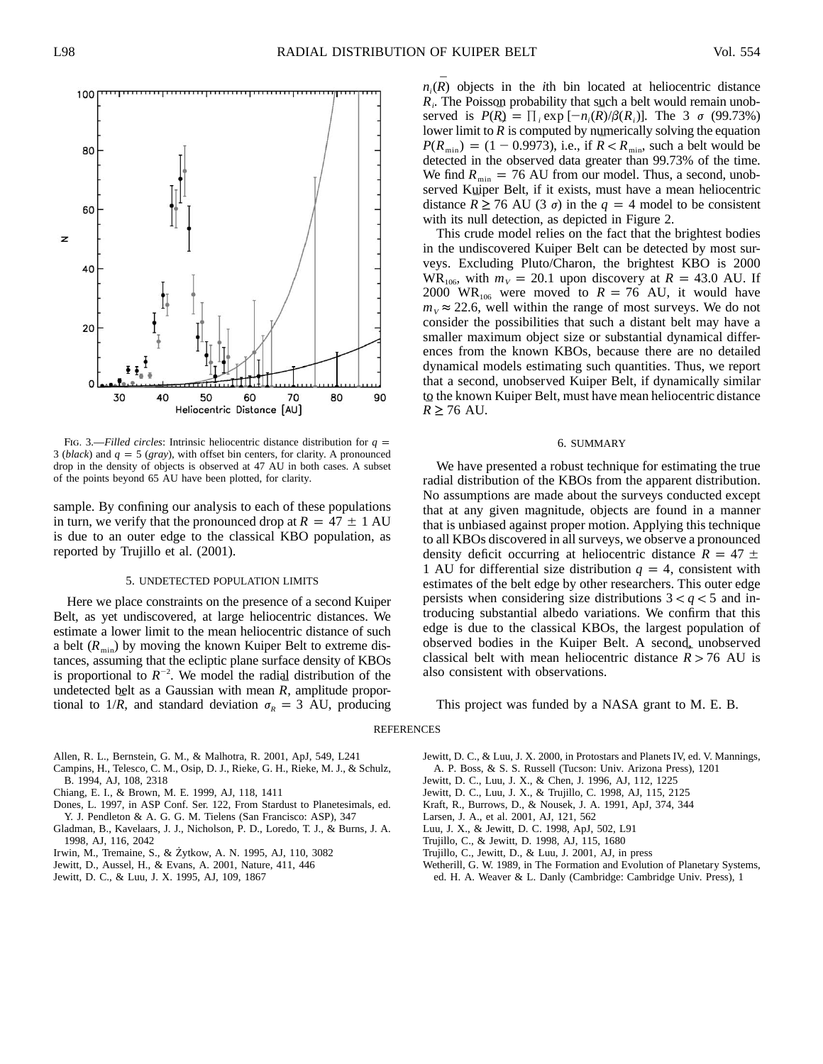100
80
60
40
20
0
N
30 40 50 60 70 80 90
Heliocentric Distance [AU]

FIG. 3.—*Filled circles*: Intrinsic heliocentric distance distribution for $q = 3$ (*black*) and $q = 5$ (*gray*), with offset bin centers, for clarity. A pronounced drop in the density of objects is observed at 47 AU in both cases. A subset of the points beyond 65 AU have been plotted, for clarity.

sample. By confining our analysis to each of these populations in turn, we verify that the pronounced drop at $R = 47 \pm 1$ AU is due to an outer edge to the classical KBO population, as reported by Trujillo et al. (2001).

## 5. UNDETECTED POPULATION LIMITS

Here we place constraints on the presence of a second Kuiper Belt, as yet undiscovered, at large heliocentric distances. We estimate a lower limit to the mean heliocentric distance of such a belt ($R_{\min}$) by moving the known Kuiper Belt to extreme distances, assuming that the ecliptic plane surface density of KBOs is proportional to $R^{-2}$. We model the radial distribution of the undetected belt as a Gaussian with mean $\bar{R}$, amplitude proportional to $1/\bar{R}$, and standard deviation $\sigma_R = 3$ AU, producing $n_i(\bar{R})$ objects in the $i$th bin located at heliocentric distance $R_i$. The Poisson probability that such a belt would remain unobserved is $P(\bar{R}) = \prod_i \exp[-n_i(\bar{R})/\beta(R_i)]$. The 3 $\sigma$ (99.73%) lower limit to $\bar{R}$ is computed by numerically solving the equation $P(R_{\min}) = (1 - 0.9973)$, i.e., if $\bar{R} < R_{\min}$, such a belt would be detected in the observed data greater than 99.73% of the time. We find $R_{\min} = 76$ AU from our model. Thus, a second, unobserved Kuiper Belt, if it exists, must have a mean heliocentric distance $\bar{R} \gtrsim 76$ AU (3 $\sigma$) in the $q = 4$ model to be consistent with its null detection, as depicted in Figure 2.

This crude model relies on the fact that the brightest bodies in the undiscovered Kuiper Belt can be detected by most surveys. Excluding Pluto/Charon, the brightest KBO is 2000 $WR_{106}$, with $m_V = 20.1$ upon discovery at $R = 43.0$ AU. If 2000 $WR_{106}$ were moved to $R = 76$ AU, it would have $m_V \approx 22.6$, well within the range of most surveys. We do not consider the possibilities that such a distant belt may have a smaller maximum object size or substantial dynamical differences from the known KBOs, because there are no detailed dynamical models estimating such quantities. Thus, we report that a second, unobserved Kuiper Belt, if dynamically similar to the known Kuiper Belt, must have mean heliocentric distance $\bar{R} \gtrsim 76$ AU.

## 6. SUMMARY

We have presented a robust technique for estimating the true radial distribution of the KBOs from the apparent distribution. No assumptions are made about the surveys conducted except that at any given magnitude, objects are found in a manner that is unbiased against proper motion. Applying this technique to all KBOs discovered in all surveys, we observe a pronounced density deficit occurring at heliocentric distance $R = 47 \pm 1$ AU for differential size distribution $q = 4$, consistent with estimates of the belt edge by other researchers. This outer edge persists when considering size distributions $3 < q < 5$ and introducing substantial albedo variations. We confirm that this edge is due to the classical KBOs, the largest population of observed bodies in the Kuiper Belt. A second, unobserved classical belt with mean heliocentric distance $\bar{R} > 76$ AU is also consistent with observations.

This project was funded by a NASA grant to M. E. B.

## REFERENCES

Allen, R. L., Bernstein, G. M., & Malhotra, R. 2001, ApJ, 549, L241
Campins, H., Telesco, C. M., Osip, D. J., Rieke, G. H., Rieke, M. J., & Schulz, B. 1994, AJ, 108, 2318
Chiang, E. I., & Brown, M. E. 1999, AJ, 118, 1411
Dones, L. 1997, in ASP Conf. Ser. 122, From Stardust to Planetesimals, ed. Y. J. Pendleton & A. G. G. M. Tielens (San Francisco: ASP), 347
Gladman, B., Kavelaars, J. J., Nicholson, P. D., Loredo, T. J., & Burns, J. A. 1998, AJ, 116, 2042
Irwin, M., Tremaine, S., & Żytkow, A. N. 1995, AJ, 110, 3082
Jewitt, D., Aussel, H., & Evans, A. 2001, Nature, 411, 446
Jewitt, D. C., & Luu, J. X. 1995, AJ, 109, 1867
Jewitt, D. C., & Luu, J. X. 2000, in Protostars and Planets IV, ed. V. Mannings, A. P. Boss, & S. S. Russell (Tucson: Univ. Arizona Press), 1201
Jewitt, D. C., Luu, J. X., & Chen, J. 1996, AJ, 112, 1225
Jewitt, D. C., Luu, J. X., & Trujillo, C. 1998, AJ, 115, 2125
Kraft, R., Burrows, D., & Nousek, J. A. 1991, ApJ, 374, 344
Larsen, J. A., et al. 2001, AJ, 121, 562
Luu, J. X., & Jewitt, D. C. 1998, ApJ, 502, L91
Trujillo, C., & Jewitt, D. 1998, AJ, 115, 1680
Trujillo, C., Jewitt, D., & Luu, J. 2001, AJ, in press
Wetherill, G. W. 1989, in The Formation and Evolution of Planetary Systems, ed. H. A. Weaver & L. Danly (Cambridge: Cambridge Univ. Press), 1